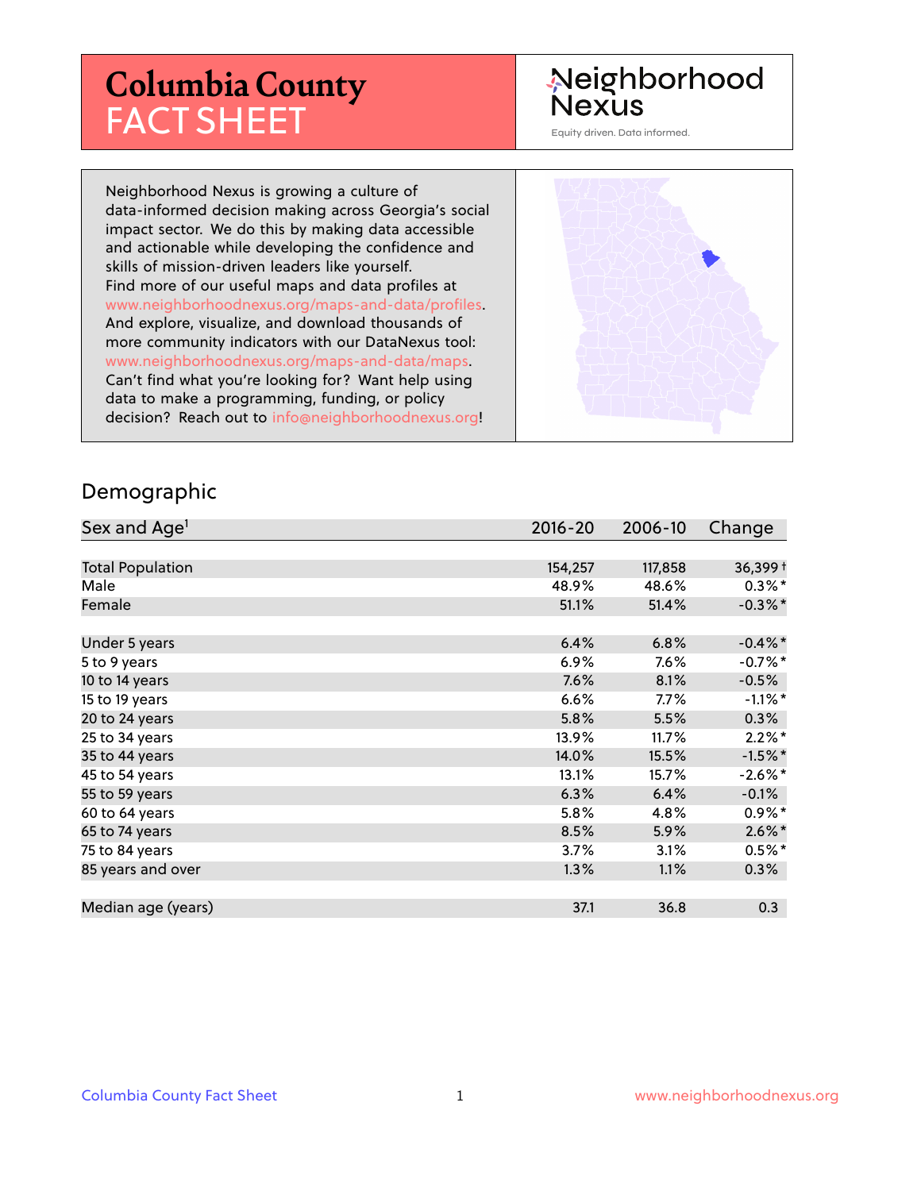# Columbia County FACT SHEET

Neighborhood Nexus

Equity driven. Data informed.

Neighborhood Nexus is growing a culture of data-informed decision making across Georgia's social impact sector. We do this by making data accessible and actionable while developing the confidence and skills of mission-driven leaders like yourself. Find more of our useful maps and data profiles at www.neighborhoodnexus.org/maps-and-data/profiles. And explore, visualize, and download thousands of more community indicators with our DataNexus tool: www.neighborhoodnexus.org/maps-and-data/maps. Can't find what you're looking for? Want help using data to make a programming, funding, or policy decision? Reach out to info@neighborhoodnexus.org!

## Demographic

| Sex and Age[1] | 2016-20 | 2006-10 | Change |
|---|---|---|---|
| Total Population | 154,257 | 117,858 | 36,399 † |
| Male | 48.9% | 48.6% | 0.3%* |
| Female | 51.1% | 51.4% | -0.3%* |
| Under 5 years | 6.4% | 6.8% | -0.4%* |
| 5 to 9 years | 6.9% | 7.6% | -0.7%* |
| 10 to 14 years | 7.6% | 8.1% | -0.5% |
| 15 to 19 years | 6.6% | 7.7% | -1.1%* |
| 20 to 24 years | 5.8% | 5.5% | 0.3% |
| 25 to 34 years | 13.9% | 11.7% | 2.2%* |
| 35 to 44 years | 14.0% | 15.5% | -1.5%* |
| 45 to 54 years | 13.1% | 15.7% | -2.6%* |
| 55 to 59 years | 6.3% | 6.4% | -0.1% |
| 60 to 64 years | 5.8% | 4.8% | 0.9%* |
| 65 to 74 years | 8.5% | 5.9% | 2.6%* |
| 75 to 84 years | 3.7% | 3.1% | 0.5%* |
| 85 years and over | 1.3% | 1.1% | 0.3% |
| Median age (years) | 37.1 | 36.8 | 0.3 |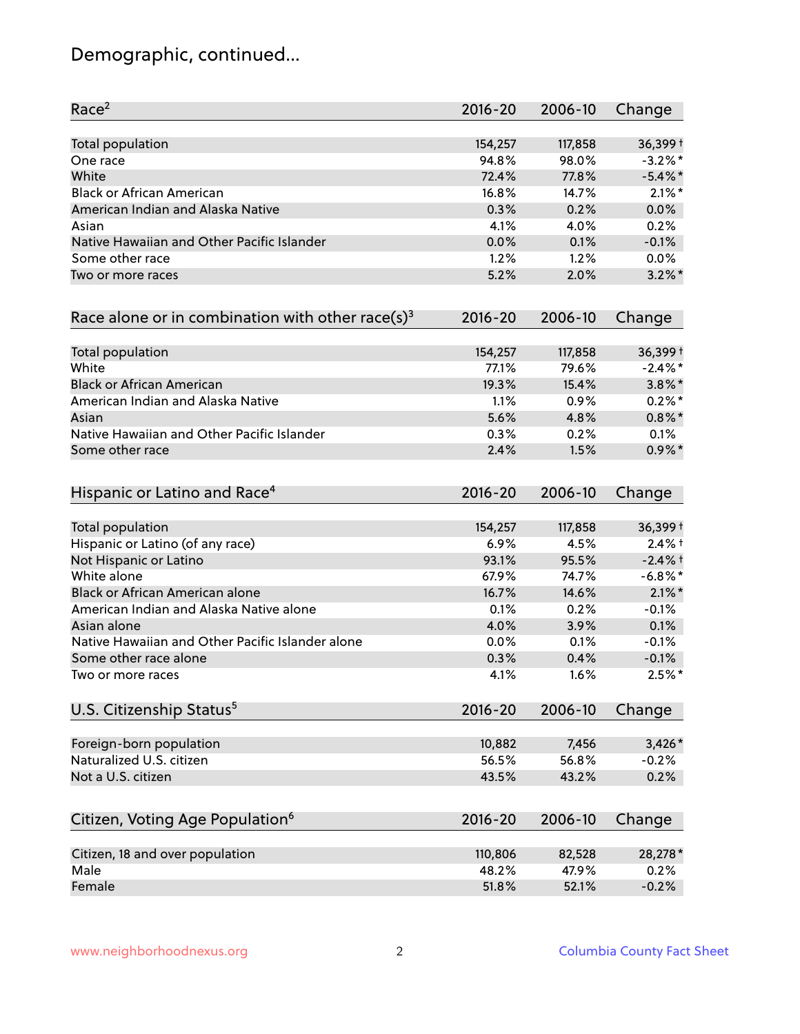## Demographic, continued...

| Race[2] | 2016-20 | 2006-10 | Change |
|---|---|---|---|
| Total population | 154,257 | 117,858 | 36,399 † |
| One race | 94.8% | 98.0% | -3.2% * |
| White | 72.4% | 77.8% | -5.4% * |
| Black or African American | 16.8% | 14.7% | 2.1% * |
| American Indian and Alaska Native | 0.3% | 0.2% | 0.0% |
| Asian | 4.1% | 4.0% | 0.2% |
| Native Hawaiian and Other Pacific Islander | 0.0% | 0.1% | -0.1% |
| Some other race | 1.2% | 1.2% | 0.0% |
| Two or more races | 5.2% | 2.0% | 3.2% * |

| Race alone or in combination with other race(s)[3] | 2016-20 | 2006-10 | Change |
|---|---|---|---|
| Total population | 154,257 | 117,858 | 36,399 † |
| White | 77.1% | 79.6% | -2.4% * |
| Black or African American | 19.3% | 15.4% | 3.8% * |
| American Indian and Alaska Native | 1.1% | 0.9% | 0.2% * |
| Asian | 5.6% | 4.8% | 0.8% * |
| Native Hawaiian and Other Pacific Islander | 0.3% | 0.2% | 0.1% |
| Some other race | 2.4% | 1.5% | 0.9% * |

| Hispanic or Latino and Race[4] | 2016-20 | 2006-10 | Change |
|---|---|---|---|
| Total population | 154,257 | 117,858 | 36,399 † |
| Hispanic or Latino (of any race) | 6.9% | 4.5% | 2.4% † |
| Not Hispanic or Latino | 93.1% | 95.5% | -2.4% † |
| White alone | 67.9% | 74.7% | -6.8% * |
| Black or African American alone | 16.7% | 14.6% | 2.1% * |
| American Indian and Alaska Native alone | 0.1% | 0.2% | -0.1% |
| Asian alone | 4.0% | 3.9% | 0.1% |
| Native Hawaiian and Other Pacific Islander alone | 0.0% | 0.1% | -0.1% |
| Some other race alone | 0.3% | 0.4% | -0.1% |
| Two or more races | 4.1% | 1.6% | 2.5% * |

| U.S. Citizenship Status[5] | 2016-20 | 2006-10 | Change |
|---|---|---|---|
| Foreign-born population | 10,882 | 7,456 | 3,426 * |
| Naturalized U.S. citizen | 56.5% | 56.8% | -0.2% |
| Not a U.S. citizen | 43.5% | 43.2% | 0.2% |

| Citizen, Voting Age Population[6] | 2016-20 | 2006-10 | Change |
|---|---|---|---|
| Citizen, 18 and over population | 110,806 | 82,528 | 28,278 * |
| Male | 48.2% | 47.9% | 0.2% |
| Female | 51.8% | 52.1% | -0.2% |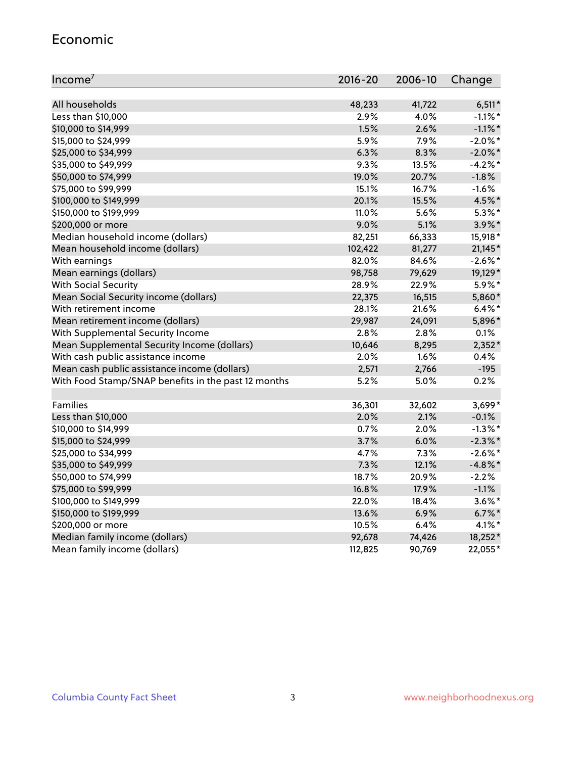## Economic

| Income[7] | 2016-20 | 2006-10 | Change |
|---|---|---|---|
| All households | 48,233 | 41,722 | 6,511* |
| Less than $10,000 | 2.9% | 4.0% | -1.1%* |
| $10,000 to $14,999 | 1.5% | 2.6% | -1.1%* |
| $15,000 to $24,999 | 5.9% | 7.9% | -2.0%* |
| $25,000 to $34,999 | 6.3% | 8.3% | -2.0%* |
| $35,000 to $49,999 | 9.3% | 13.5% | -4.2%* |
| $50,000 to $74,999 | 19.0% | 20.7% | -1.8% |
| $75,000 to $99,999 | 15.1% | 16.7% | -1.6% |
| $100,000 to $149,999 | 20.1% | 15.5% | 4.5%* |
| $150,000 to $199,999 | 11.0% | 5.6% | 5.3%* |
| $200,000 or more | 9.0% | 5.1% | 3.9%* |
| Median household income (dollars) | 82,251 | 66,333 | 15,918* |
| Mean household income (dollars) | 102,422 | 81,277 | 21,145* |
| With earnings | 82.0% | 84.6% | -2.6%* |
| Mean earnings (dollars) | 98,758 | 79,629 | 19,129* |
| With Social Security | 28.9% | 22.9% | 5.9%* |
| Mean Social Security income (dollars) | 22,375 | 16,515 | 5,860* |
| With retirement income | 28.1% | 21.6% | 6.4%* |
| Mean retirement income (dollars) | 29,987 | 24,091 | 5,896* |
| With Supplemental Security Income | 2.8% | 2.8% | 0.1% |
| Mean Supplemental Security Income (dollars) | 10,646 | 8,295 | 2,352* |
| With cash public assistance income | 2.0% | 1.6% | 0.4% |
| Mean cash public assistance income (dollars) | 2,571 | 2,766 | -195 |
| With Food Stamp/SNAP benefits in the past 12 months | 5.2% | 5.0% | 0.2% |
| | | | |
| Families | 36,301 | 32,602 | 3,699* |
| Less than $10,000 | 2.0% | 2.1% | -0.1% |
| $10,000 to $14,999 | 0.7% | 2.0% | -1.3%* |
| $15,000 to $24,999 | 3.7% | 6.0% | -2.3%* |
| $25,000 to $34,999 | 4.7% | 7.3% | -2.6%* |
| $35,000 to $49,999 | 7.3% | 12.1% | -4.8%* |
| $50,000 to $74,999 | 18.7% | 20.9% | -2.2% |
| $75,000 to $99,999 | 16.8% | 17.9% | -1.1% |
| $100,000 to $149,999 | 22.0% | 18.4% | 3.6%* |
| $150,000 to $199,999 | 13.6% | 6.9% | 6.7%* |
| $200,000 or more | 10.5% | 6.4% | 4.1%* |
| Median family income (dollars) | 92,678 | 74,426 | 18,252* |
| Mean family income (dollars) | 112,825 | 90,769 | 22,055* |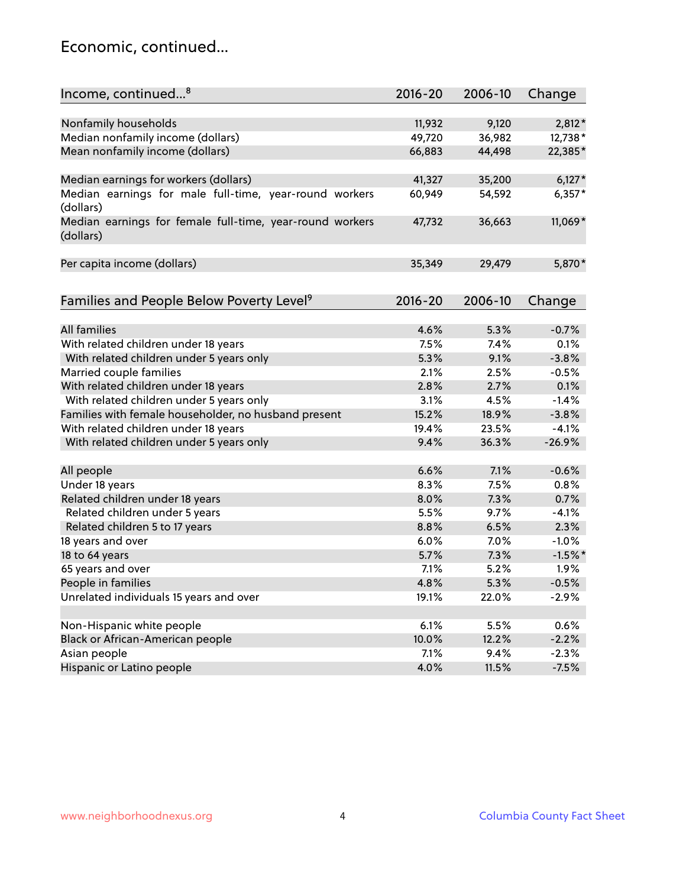## Economic, continued...

| Income, continued...[8] | 2016-20 | 2006-10 | Change |
|---|---|---|---|
| Nonfamily households | 11,932 | 9,120 | 2,812* |
| Median nonfamily income (dollars) | 49,720 | 36,982 | 12,738* |
| Mean nonfamily income (dollars) | 66,883 | 44,498 | 22,385* |
| Median earnings for workers (dollars) | 41,327 | 35,200 | 6,127* |
| Median earnings for male full-time, year-round workers (dollars) | 60,949 | 54,592 | 6,357* |
| Median earnings for female full-time, year-round workers (dollars) | 47,732 | 36,663 | 11,069* |
| Per capita income (dollars) | 35,349 | 29,479 | 5,870* |

| Families and People Below Poverty Level[9] | 2016-20 | 2006-10 | Change |
|---|---|---|---|
| All families | 4.6% | 5.3% | -0.7% |
| With related children under 18 years | 7.5% | 7.4% | 0.1% |
| With related children under 5 years only | 5.3% | 9.1% | -3.8% |
| Married couple families | 2.1% | 2.5% | -0.5% |
| With related children under 18 years | 2.8% | 2.7% | 0.1% |
| With related children under 5 years only | 3.1% | 4.5% | -1.4% |
| Families with female householder, no husband present | 15.2% | 18.9% | -3.8% |
| With related children under 18 years | 19.4% | 23.5% | -4.1% |
| With related children under 5 years only | 9.4% | 36.3% | -26.9% |
| All people | 6.6% | 7.1% | -0.6% |
| Under 18 years | 8.3% | 7.5% | 0.8% |
| Related children under 18 years | 8.0% | 7.3% | 0.7% |
| Related children under 5 years | 5.5% | 9.7% | -4.1% |
| Related children 5 to 17 years | 8.8% | 6.5% | 2.3% |
| 18 years and over | 6.0% | 7.0% | -1.0% |
| 18 to 64 years | 5.7% | 7.3% | -1.5%* |
| 65 years and over | 7.1% | 5.2% | 1.9% |
| People in families | 4.8% | 5.3% | -0.5% |
| Unrelated individuals 15 years and over | 19.1% | 22.0% | -2.9% |
| Non-Hispanic white people | 6.1% | 5.5% | 0.6% |
| Black or African-American people | 10.0% | 12.2% | -2.2% |
| Asian people | 7.1% | 9.4% | -2.3% |
| Hispanic or Latino people | 4.0% | 11.5% | -7.5% |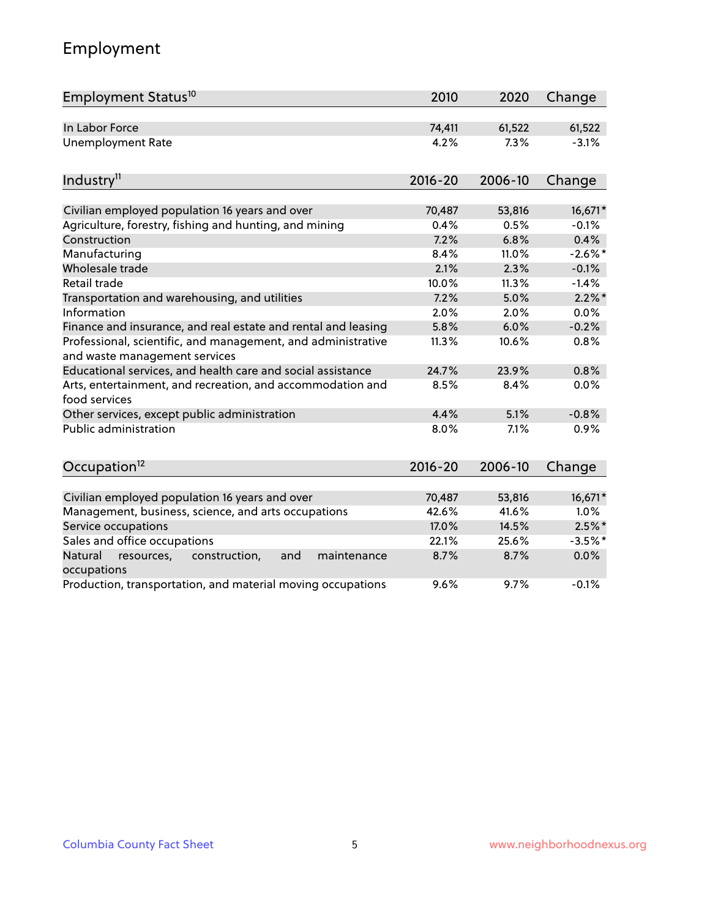# Employment

| Employment Status[10] | 2010 | 2020 | Change |
|---|---|---|---|
| In Labor Force | 74,411 | 61,522 | 61,522 |
| Unemployment Rate | 4.2% | 7.3% | -3.1% |

| Industry[11] | 2016-20 | 2006-10 | Change |
|---|---|---|---|
| Civilian employed population 16 years and over | 70,487 | 53,816 | 16,671* |
| Agriculture, forestry, fishing and hunting, and mining | 0.4% | 0.5% | -0.1% |
| Construction | 7.2% | 6.8% | 0.4% |
| Manufacturing | 8.4% | 11.0% | -2.6%* |
| Wholesale trade | 2.1% | 2.3% | -0.1% |
| Retail trade | 10.0% | 11.3% | -1.4% |
| Transportation and warehousing, and utilities | 7.2% | 5.0% | 2.2%* |
| Information | 2.0% | 2.0% | 0.0% |
| Finance and insurance, and real estate and rental and leasing | 5.8% | 6.0% | -0.2% |
| Professional, scientific, and management, and administrative and waste management services | 11.3% | 10.6% | 0.8% |
| Educational services, and health care and social assistance | 24.7% | 23.9% | 0.8% |
| Arts, entertainment, and recreation, and accommodation and food services | 8.5% | 8.4% | 0.0% |
| Other services, except public administration | 4.4% | 5.1% | -0.8% |
| Public administration | 8.0% | 7.1% | 0.9% |

| Occupation[12] | 2016-20 | 2006-10 | Change |
|---|---|---|---|
| Civilian employed population 16 years and over | 70,487 | 53,816 | 16,671* |
| Management, business, science, and arts occupations | 42.6% | 41.6% | 1.0% |
| Service occupations | 17.0% | 14.5% | 2.5%* |
| Sales and office occupations | 22.1% | 25.6% | -3.5%* |
| Natural resources, construction, and maintenance occupations | 8.7% | 8.7% | 0.0% |
| Production, transportation, and material moving occupations | 9.6% | 9.7% | -0.1% |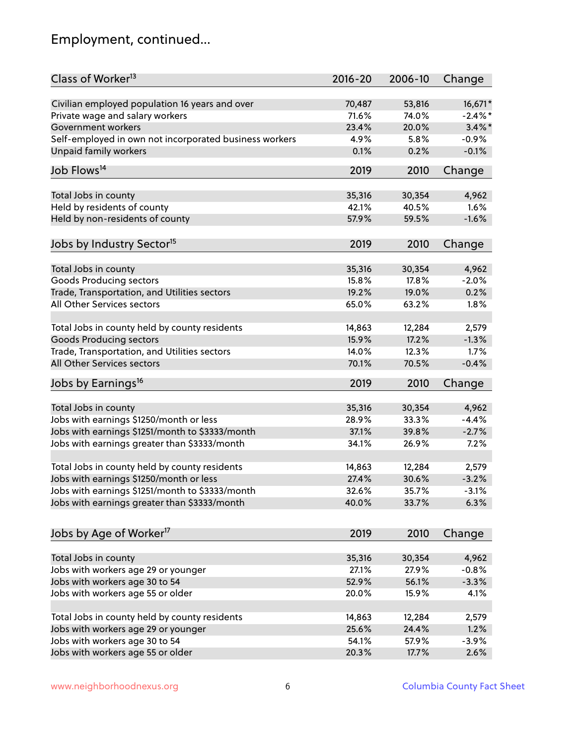## Employment, continued...

| Class of Worker[13] | 2016-20 | 2006-10 | Change |
|---|---|---|---|
| Civilian employed population 16 years and over | 70,487 | 53,816 | 16,671* |
| Private wage and salary workers | 71.6% | 74.0% | -2.4%* |
| Government workers | 23.4% | 20.0% | 3.4%* |
| Self-employed in own not incorporated business workers | 4.9% | 5.8% | -0.9% |
| Unpaid family workers | 0.1% | 0.2% | -0.1% |

| Job Flows[14] | 2019 | 2010 | Change |
|---|---|---|---|
| Total Jobs in county | 35,316 | 30,354 | 4,962 |
| Held by residents of county | 42.1% | 40.5% | 1.6% |
| Held by non-residents of county | 57.9% | 59.5% | -1.6% |

| Jobs by Industry Sector[15] | 2019 | 2010 | Change |
|---|---|---|---|
| Total Jobs in county | 35,316 | 30,354 | 4,962 |
| Goods Producing sectors | 15.8% | 17.8% | -2.0% |
| Trade, Transportation, and Utilities sectors | 19.2% | 19.0% | 0.2% |
| All Other Services sectors | 65.0% | 63.2% | 1.8% |
| | | | |
| Total Jobs in county held by county residents | 14,863 | 12,284 | 2,579 |
| Goods Producing sectors | 15.9% | 17.2% | -1.3% |
| Trade, Transportation, and Utilities sectors | 14.0% | 12.3% | 1.7% |
| All Other Services sectors | 70.1% | 70.5% | -0.4% |

| Jobs by Earnings[16] | 2019 | 2010 | Change |
|---|---|---|---|
| Total Jobs in county | 35,316 | 30,354 | 4,962 |
| Jobs with earnings $1250/month or less | 28.9% | 33.3% | -4.4% |
| Jobs with earnings $1251/month to $3333/month | 37.1% | 39.8% | -2.7% |
| Jobs with earnings greater than $3333/month | 34.1% | 26.9% | 7.2% |
| | | | |
| Total Jobs in county held by county residents | 14,863 | 12,284 | 2,579 |
| Jobs with earnings $1250/month or less | 27.4% | 30.6% | -3.2% |
| Jobs with earnings $1251/month to $3333/month | 32.6% | 35.7% | -3.1% |
| Jobs with earnings greater than $3333/month | 40.0% | 33.7% | 6.3% |

| Jobs by Age of Worker[17] | 2019 | 2010 | Change |
|---|---|---|---|
| Total Jobs in county | 35,316 | 30,354 | 4,962 |
| Jobs with workers age 29 or younger | 27.1% | 27.9% | -0.8% |
| Jobs with workers age 30 to 54 | 52.9% | 56.1% | -3.3% |
| Jobs with workers age 55 or older | 20.0% | 15.9% | 4.1% |
| | | | |
| Total Jobs in county held by county residents | 14,863 | 12,284 | 2,579 |
| Jobs with workers age 29 or younger | 25.6% | 24.4% | 1.2% |
| Jobs with workers age 30 to 54 | 54.1% | 57.9% | -3.9% |
| Jobs with workers age 55 or older | 20.3% | 17.7% | 2.6% |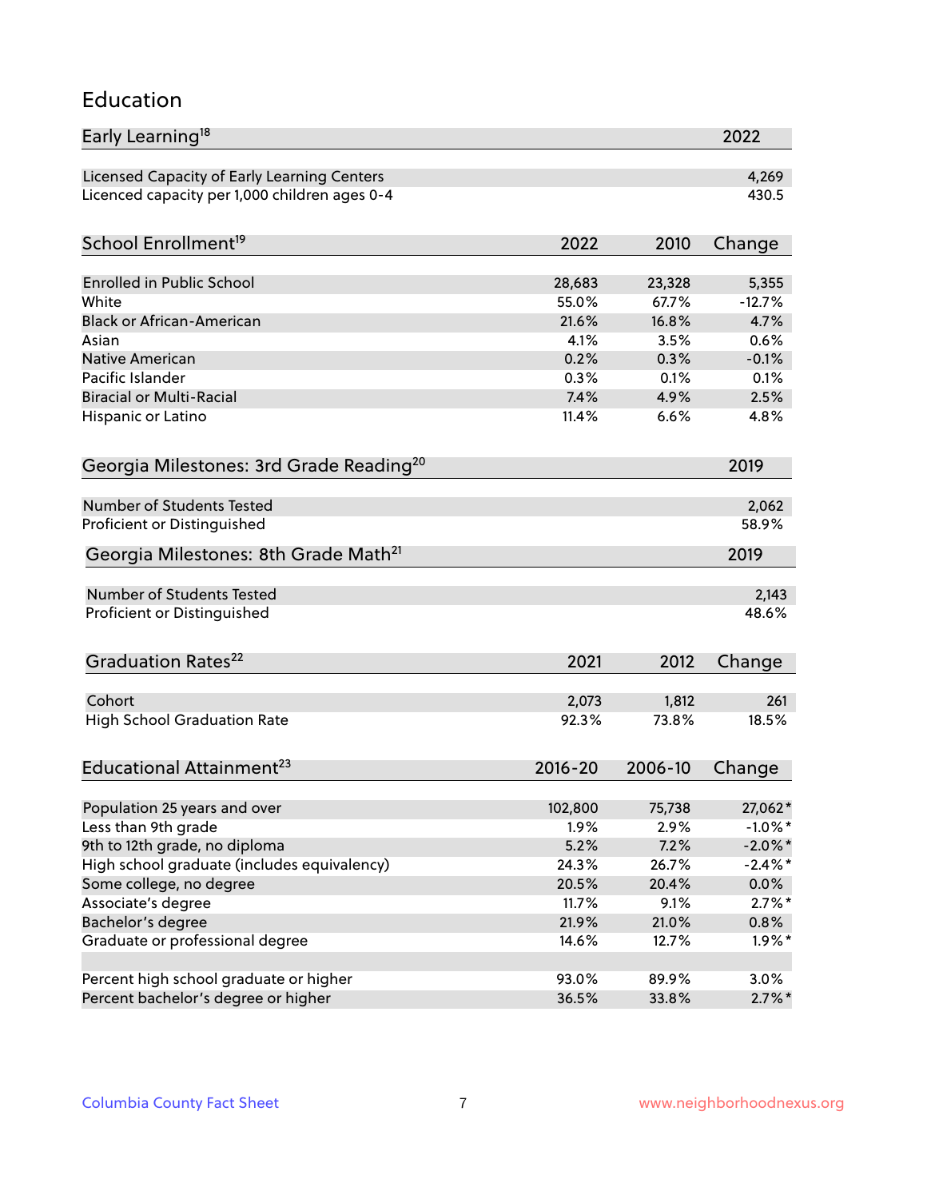## Education

| Early Learning[18] | 2022 |
|---|---|
| Licensed Capacity of Early Learning Centers | 4,269 |
| Licenced capacity per 1,000 children ages 0-4 | 430.5 |

| School Enrollment[19] | 2022 | 2010 | Change |
|---|---|---|---|
| Enrolled in Public School | 28,683 | 23,328 | 5,355 |
| White | 55.0% | 67.7% | -12.7% |
| Black or African-American | 21.6% | 16.8% | 4.7% |
| Asian | 4.1% | 3.5% | 0.6% |
| Native American | 0.2% | 0.3% | -0.1% |
| Pacific Islander | 0.3% | 0.1% | 0.1% |
| Biracial or Multi-Racial | 7.4% | 4.9% | 2.5% |
| Hispanic or Latino | 11.4% | 6.6% | 4.8% |

| Georgia Milestones: 3rd Grade Reading[20] | 2019 |
|---|---|
| Number of Students Tested | 2,062 |
| Proficient or Distinguished | 58.9% |

| Georgia Milestones: 8th Grade Math[21] | 2019 |
|---|---|
| Number of Students Tested | 2,143 |
| Proficient or Distinguished | 48.6% |

| Graduation Rates[22] | 2021 | 2012 | Change |
|---|---|---|---|
| Cohort | 2,073 | 1,812 | 261 |
| High School Graduation Rate | 92.3% | 73.8% | 18.5% |

| Educational Attainment[23] | 2016-20 | 2006-10 | Change |
|---|---|---|---|
| Population 25 years and over | 102,800 | 75,738 | 27,062* |
| Less than 9th grade | 1.9% | 2.9% | -1.0%* |
| 9th to 12th grade, no diploma | 5.2% | 7.2% | -2.0%* |
| High school graduate (includes equivalency) | 24.3% | 26.7% | -2.4%* |
| Some college, no degree | 20.5% | 20.4% | 0.0% |
| Associate's degree | 11.7% | 9.1% | 2.7%* |
| Bachelor's degree | 21.9% | 21.0% | 0.8% |
| Graduate or professional degree | 14.6% | 12.7% | 1.9%* |
| | | | |
| Percent high school graduate or higher | 93.0% | 89.9% | 3.0% |
| Percent bachelor's degree or higher | 36.5% | 33.8% | 2.7%* |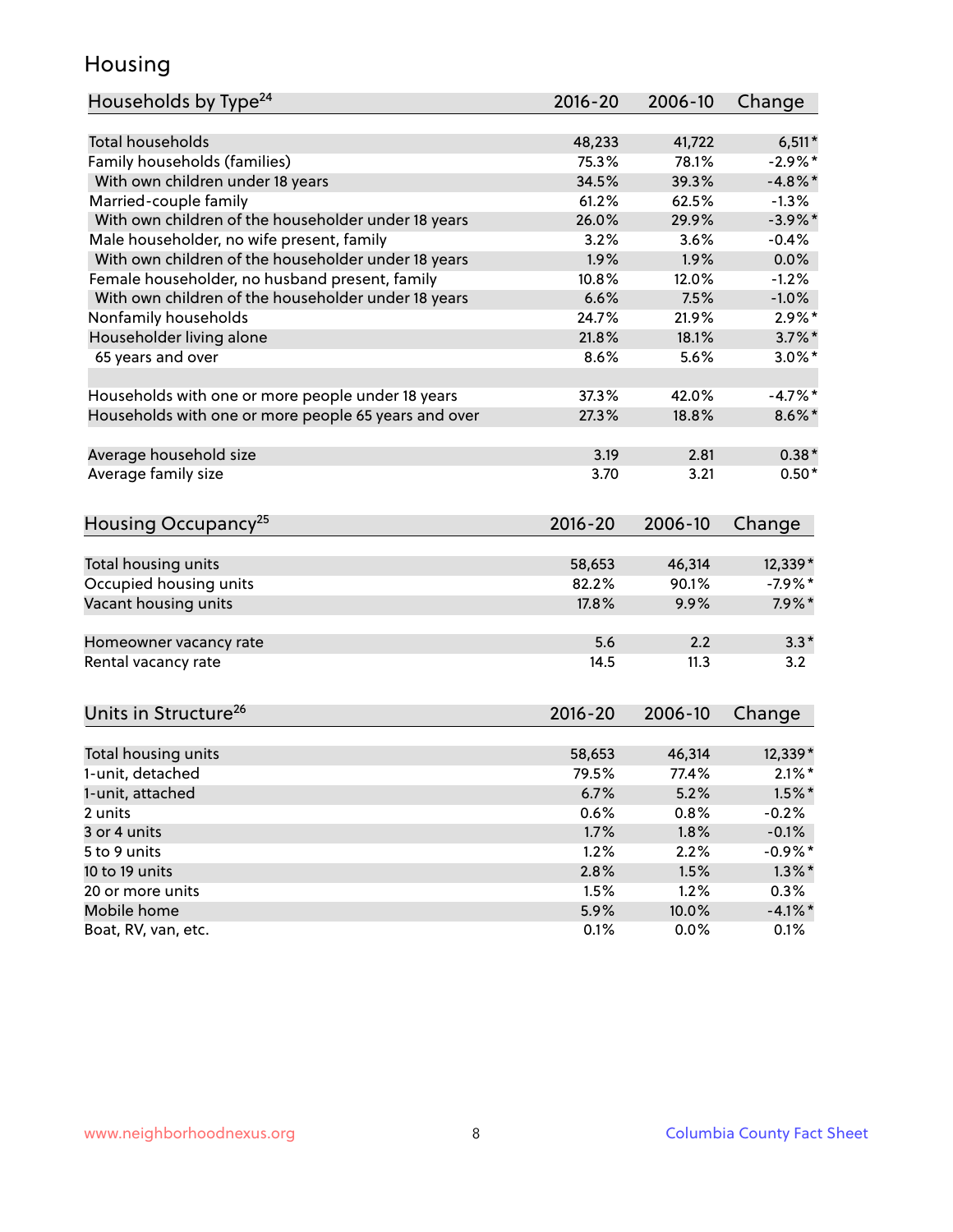## Housing

| Households by Type[24] | 2016-20 | 2006-10 | Change |
|---|---|---|---|
| Total households | 48,233 | 41,722 | 6,511* |
| Family households (families) | 75.3% | 78.1% | -2.9%* |
| With own children under 18 years | 34.5% | 39.3% | -4.8%* |
| Married-couple family | 61.2% | 62.5% | -1.3% |
| With own children of the householder under 18 years | 26.0% | 29.9% | -3.9%* |
| Male householder, no wife present, family | 3.2% | 3.6% | -0.4% |
| With own children of the householder under 18 years | 1.9% | 1.9% | 0.0% |
| Female householder, no husband present, family | 10.8% | 12.0% | -1.2% |
| With own children of the householder under 18 years | 6.6% | 7.5% | -1.0% |
| Nonfamily households | 24.7% | 21.9% | 2.9%* |
| Householder living alone | 21.8% | 18.1% | 3.7%* |
| 65 years and over | 8.6% | 5.6% | 3.0%* |
| | | | |
| Households with one or more people under 18 years | 37.3% | 42.0% | -4.7%* |
| Households with one or more people 65 years and over | 27.3% | 18.8% | 8.6%* |
| | | | |
| Average household size | 3.19 | 2.81 | 0.38* |
| Average family size | 3.70 | 3.21 | 0.50* |

| Housing Occupancy[25] | 2016-20 | 2006-10 | Change |
|---|---|---|---|
| Total housing units | 58,653 | 46,314 | 12,339* |
| Occupied housing units | 82.2% | 90.1% | -7.9%* |
| Vacant housing units | 17.8% | 9.9% | 7.9%* |
| | | | |
| Homeowner vacancy rate | 5.6 | 2.2 | 3.3* |
| Rental vacancy rate | 14.5 | 11.3 | 3.2 |

| Units in Structure[26] | 2016-20 | 2006-10 | Change |
|---|---|---|---|
| Total housing units | 58,653 | 46,314 | 12,339* |
| 1-unit, detached | 79.5% | 77.4% | 2.1%* |
| 1-unit, attached | 6.7% | 5.2% | 1.5%* |
| 2 units | 0.6% | 0.8% | -0.2% |
| 3 or 4 units | 1.7% | 1.8% | -0.1% |
| 5 to 9 units | 1.2% | 2.2% | -0.9%* |
| 10 to 19 units | 2.8% | 1.5% | 1.3%* |
| 20 or more units | 1.5% | 1.2% | 0.3% |
| Mobile home | 5.9% | 10.0% | -4.1%* |
| Boat, RV, van, etc. | 0.1% | 0.0% | 0.1% |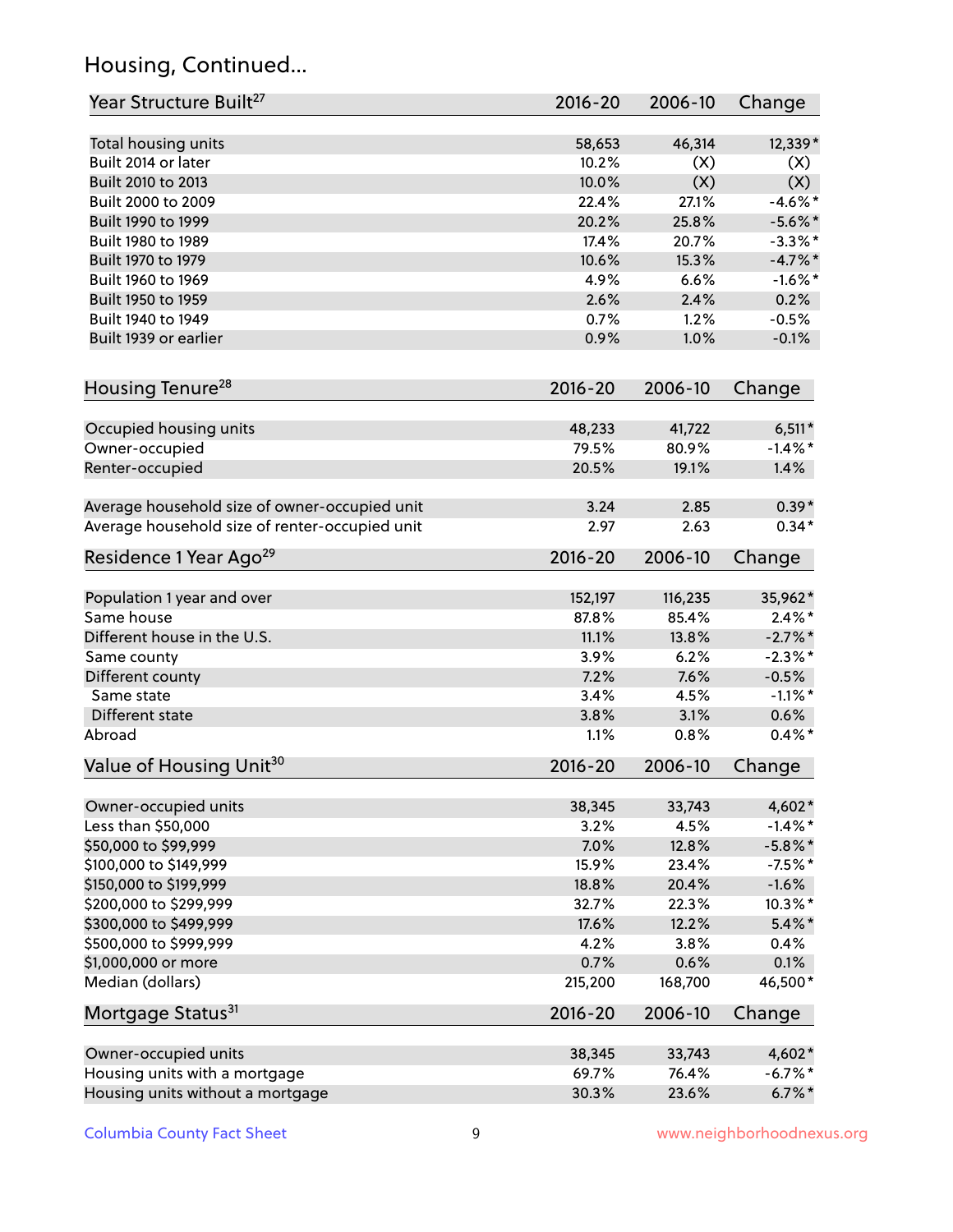## Housing, Continued...

| Year Structure Built[27] | 2016-20 | 2006-10 | Change |
|---|---|---|---|
| Total housing units | 58,653 | 46,314 | 12,339* |
| Built 2014 or later | 10.2% | (X) | (X) |
| Built 2010 to 2013 | 10.0% | (X) | (X) |
| Built 2000 to 2009 | 22.4% | 27.1% | -4.6%* |
| Built 1990 to 1999 | 20.2% | 25.8% | -5.6%* |
| Built 1980 to 1989 | 17.4% | 20.7% | -3.3%* |
| Built 1970 to 1979 | 10.6% | 15.3% | -4.7%* |
| Built 1960 to 1969 | 4.9% | 6.6% | -1.6%* |
| Built 1950 to 1959 | 2.6% | 2.4% | 0.2% |
| Built 1940 to 1949 | 0.7% | 1.2% | -0.5% |
| Built 1939 or earlier | 0.9% | 1.0% | -0.1% |

| Housing Tenure[28] | 2016-20 | 2006-10 | Change |
|---|---|---|---|
| Occupied housing units | 48,233 | 41,722 | 6,511* |
| Owner-occupied | 79.5% | 80.9% | -1.4%* |
| Renter-occupied | 20.5% | 19.1% | 1.4% |
| Average household size of owner-occupied unit | 3.24 | 2.85 | 0.39* |
| Average household size of renter-occupied unit | 2.97 | 2.63 | 0.34* |

| Residence 1 Year Ago[29] | 2016-20 | 2006-10 | Change |
|---|---|---|---|
| Population 1 year and over | 152,197 | 116,235 | 35,962* |
| Same house | 87.8% | 85.4% | 2.4%* |
| Different house in the U.S. | 11.1% | 13.8% | -2.7%* |
| Same county | 3.9% | 6.2% | -2.3%* |
| Different county | 7.2% | 7.6% | -0.5% |
| Same state | 3.4% | 4.5% | -1.1%* |
| Different state | 3.8% | 3.1% | 0.6% |
| Abroad | 1.1% | 0.8% | 0.4%* |

| Value of Housing Unit[30] | 2016-20 | 2006-10 | Change |
|---|---|---|---|
| Owner-occupied units | 38,345 | 33,743 | 4,602* |
| Less than $50,000 | 3.2% | 4.5% | -1.4%* |
| $50,000 to $99,999 | 7.0% | 12.8% | -5.8%* |
| $100,000 to $149,999 | 15.9% | 23.4% | -7.5%* |
| $150,000 to $199,999 | 18.8% | 20.4% | -1.6% |
| $200,000 to $299,999 | 32.7% | 22.3% | 10.3%* |
| $300,000 to $499,999 | 17.6% | 12.2% | 5.4%* |
| $500,000 to $999,999 | 4.2% | 3.8% | 0.4% |
| $1,000,000 or more | 0.7% | 0.6% | 0.1% |
| Median (dollars) | 215,200 | 168,700 | 46,500* |

| Mortgage Status[31] | 2016-20 | 2006-10 | Change |
|---|---|---|---|
| Owner-occupied units | 38,345 | 33,743 | 4,602* |
| Housing units with a mortgage | 69.7% | 76.4% | -6.7%* |
| Housing units without a mortgage | 30.3% | 23.6% | 6.7%* |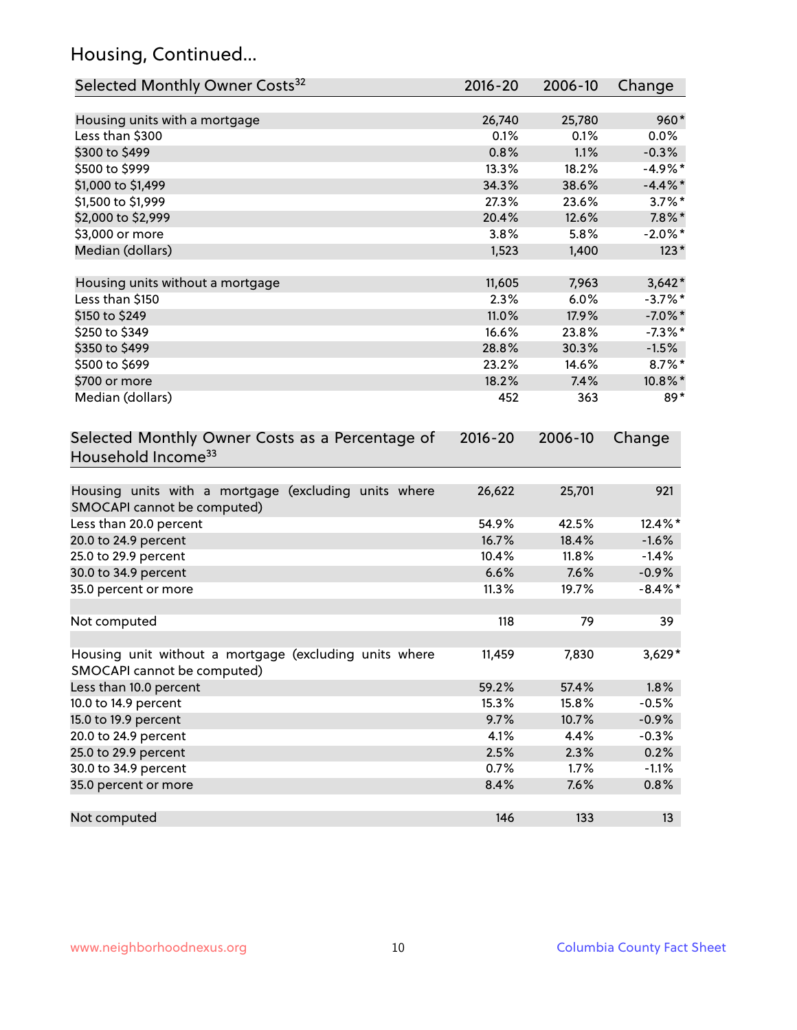## Housing, Continued...

| Selected Monthly Owner Costs[32] | 2016-20 | 2006-10 | Change |
|---|---|---|---|
| Housing units with a mortgage | 26,740 | 25,780 | 960* |
| Less than $300 | 0.1% | 0.1% | 0.0% |
| $300 to $499 | 0.8% | 1.1% | -0.3% |
| $500 to $999 | 13.3% | 18.2% | -4.9%* |
| $1,000 to $1,499 | 34.3% | 38.6% | -4.4%* |
| $1,500 to $1,999 | 27.3% | 23.6% | 3.7%* |
| $2,000 to $2,999 | 20.4% | 12.6% | 7.8%* |
| $3,000 or more | 3.8% | 5.8% | -2.0%* |
| Median (dollars) | 1,523 | 1,400 | 123* |
| Housing units without a mortgage | 11,605 | 7,963 | 3,642* |
| Less than $150 | 2.3% | 6.0% | -3.7%* |
| $150 to $249 | 11.0% | 17.9% | -7.0%* |
| $250 to $349 | 16.6% | 23.8% | -7.3%* |
| $350 to $499 | 28.8% | 30.3% | -1.5% |
| $500 to $699 | 23.2% | 14.6% | 8.7%* |
| $700 or more | 18.2% | 7.4% | 10.8%* |
| Median (dollars) | 452 | 363 | 89* |

| Selected Monthly Owner Costs as a Percentage of Household Income[33] | 2016-20 | 2006-10 | Change |
|---|---|---|---|
| Housing units with a mortgage (excluding units where SMOCAPI cannot be computed) | 26,622 | 25,701 | 921 |
| Less than 20.0 percent | 54.9% | 42.5% | 12.4%* |
| 20.0 to 24.9 percent | 16.7% | 18.4% | -1.6% |
| 25.0 to 29.9 percent | 10.4% | 11.8% | -1.4% |
| 30.0 to 34.9 percent | 6.6% | 7.6% | -0.9% |
| 35.0 percent or more | 11.3% | 19.7% | -8.4%* |
| Not computed | 118 | 79 | 39 |
| Housing unit without a mortgage (excluding units where SMOCAPI cannot be computed) | 11,459 | 7,830 | 3,629* |
| Less than 10.0 percent | 59.2% | 57.4% | 1.8% |
| 10.0 to 14.9 percent | 15.3% | 15.8% | -0.5% |
| 15.0 to 19.9 percent | 9.7% | 10.7% | -0.9% |
| 20.0 to 24.9 percent | 4.1% | 4.4% | -0.3% |
| 25.0 to 29.9 percent | 2.5% | 2.3% | 0.2% |
| 30.0 to 34.9 percent | 0.7% | 1.7% | -1.1% |
| 35.0 percent or more | 8.4% | 7.6% | 0.8% |
| Not computed | 146 | 133 | 13 |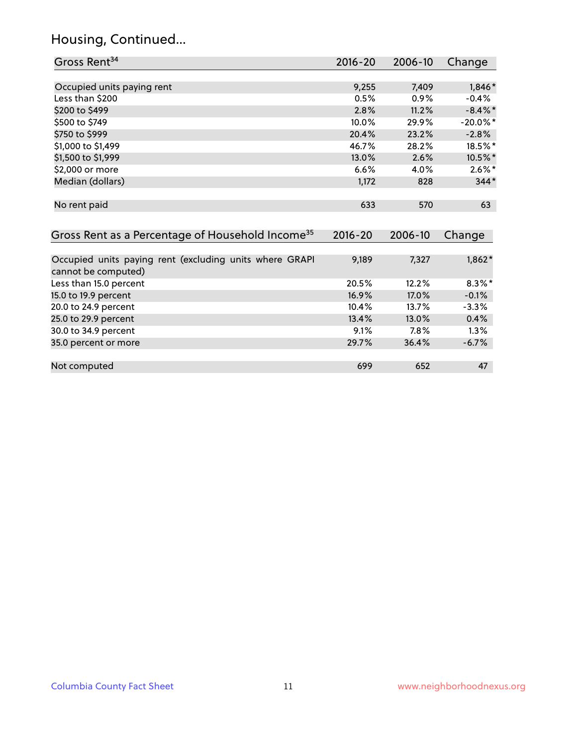## Housing, Continued...

| Gross Rent[34] | 2016-20 | 2006-10 | Change |
|---|---|---|---|
| Occupied units paying rent | 9,255 | 7,409 | 1,846* |
| Less than $200 | 0.5% | 0.9% | -0.4% |
| $200 to $499 | 2.8% | 11.2% | -8.4%* |
| $500 to $749 | 10.0% | 29.9% | -20.0%* |
| $750 to $999 | 20.4% | 23.2% | -2.8% |
| $1,000 to $1,499 | 46.7% | 28.2% | 18.5%* |
| $1,500 to $1,999 | 13.0% | 2.6% | 10.5%* |
| $2,000 or more | 6.6% | 4.0% | 2.6%* |
| Median (dollars) | 1,172 | 828 | 344* |
| No rent paid | 633 | 570 | 63 |

| Gross Rent as a Percentage of Household Income[35] | 2016-20 | 2006-10 | Change |
|---|---|---|---|
| Occupied units paying rent (excluding units where GRAPI cannot be computed) | 9,189 | 7,327 | 1,862* |
| Less than 15.0 percent | 20.5% | 12.2% | 8.3%* |
| 15.0 to 19.9 percent | 16.9% | 17.0% | -0.1% |
| 20.0 to 24.9 percent | 10.4% | 13.7% | -3.3% |
| 25.0 to 29.9 percent | 13.4% | 13.0% | 0.4% |
| 30.0 to 34.9 percent | 9.1% | 7.8% | 1.3% |
| 35.0 percent or more | 29.7% | 36.4% | -6.7% |
| Not computed | 699 | 652 | 47 |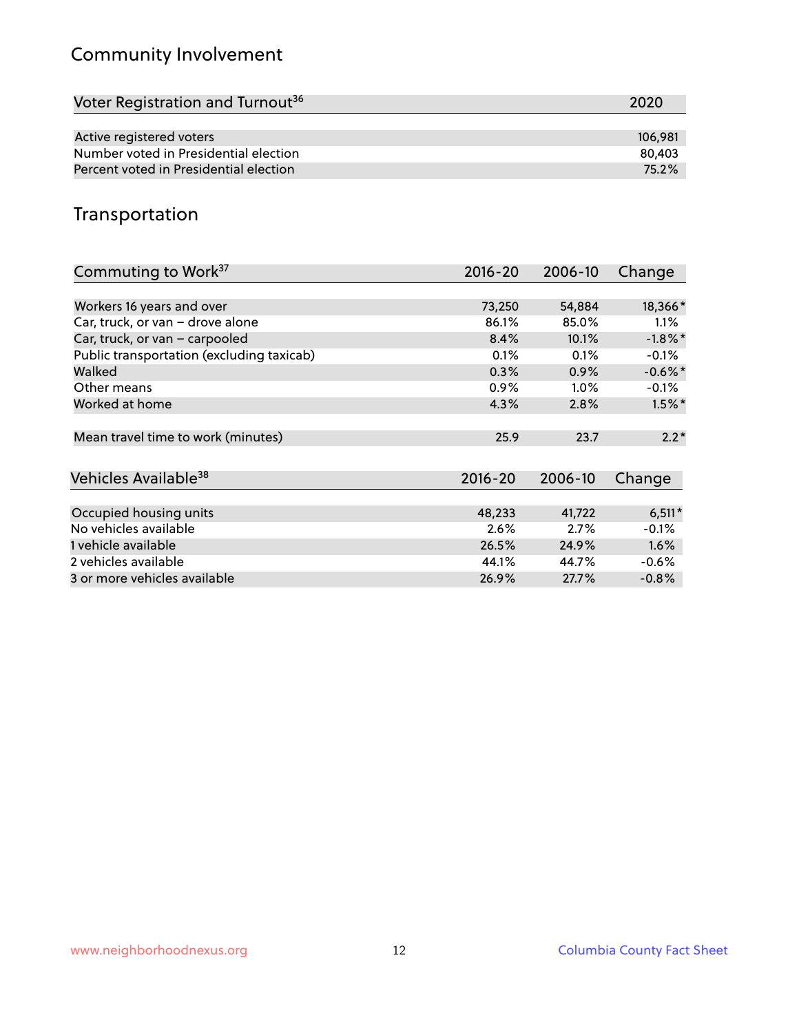## Community Involvement

| Voter Registration and Turnout[36] | 2020 |
|---|---|
| Active registered voters | 106,981 |
| Number voted in Presidential election | 80,403 |
| Percent voted in Presidential election | 75.2% |

## Transportation

| Commuting to Work[37] | 2016-20 | 2006-10 | Change |
|---|---|---|---|
| Workers 16 years and over | 73,250 | 54,884 | 18,366* |
| Car, truck, or van – drove alone | 86.1% | 85.0% | 1.1% |
| Car, truck, or van – carpooled | 8.4% | 10.1% | -1.8%* |
| Public transportation (excluding taxicab) | 0.1% | 0.1% | -0.1% |
| Walked | 0.3% | 0.9% | -0.6%* |
| Other means | 0.9% | 1.0% | -0.1% |
| Worked at home | 4.3% | 2.8% | 1.5%* |
| Mean travel time to work (minutes) | 25.9 | 23.7 | 2.2* |

| Vehicles Available[38] | 2016-20 | 2006-10 | Change |
|---|---|---|---|
| Occupied housing units | 48,233 | 41,722 | 6,511* |
| No vehicles available | 2.6% | 2.7% | -0.1% |
| 1 vehicle available | 26.5% | 24.9% | 1.6% |
| 2 vehicles available | 44.1% | 44.7% | -0.6% |
| 3 or more vehicles available | 26.9% | 27.7% | -0.8% |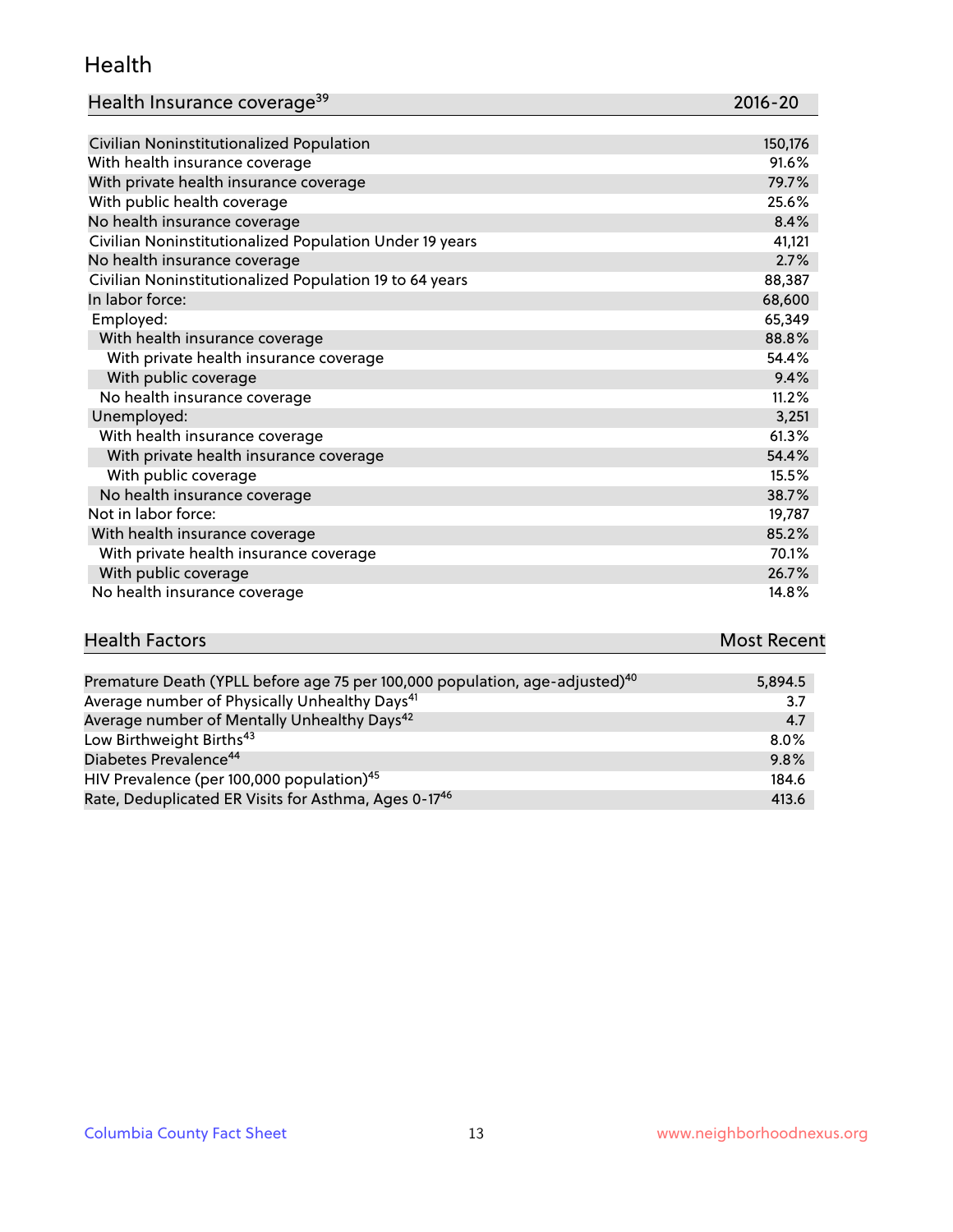## Health

| Health Insurance coverage[39] | 2016-20 |
|---|---|
| Civilian Noninstitutionalized Population | 150,176 |
| With health insurance coverage | 91.6% |
| With private health insurance coverage | 79.7% |
| With public health coverage | 25.6% |
| No health insurance coverage | 8.4% |
| Civilian Noninstitutionalized Population Under 19 years | 41,121 |
| No health insurance coverage | 2.7% |
| Civilian Noninstitutionalized Population 19 to 64 years | 88,387 |
| In labor force: | 68,600 |
| Employed: | 65,349 |
| With health insurance coverage | 88.8% |
| With private health insurance coverage | 54.4% |
| With public coverage | 9.4% |
| No health insurance coverage | 11.2% |
| Unemployed: | 3,251 |
| With health insurance coverage | 61.3% |
| With private health insurance coverage | 54.4% |
| With public coverage | 15.5% |
| No health insurance coverage | 38.7% |
| Not in labor force: | 19,787 |
| With health insurance coverage | 85.2% |
| With private health insurance coverage | 70.1% |
| With public coverage | 26.7% |
| No health insurance coverage | 14.8% |

| Health Factors | Most Recent |
|---|---|
| Premature Death (YPLL before age 75 per 100,000 population, age-adjusted)[40] | 5,894.5 |
| Average number of Physically Unhealthy Days[41] | 3.7 |
| Average number of Mentally Unhealthy Days[42] | 4.7 |
| Low Birthweight Births[43] | 8.0% |
| Diabetes Prevalence[44] | 9.8% |
| HIV Prevalence (per 100,000 population)[45] | 184.6 |
| Rate, Deduplicated ER Visits for Asthma, Ages 0-17[46] | 413.6 |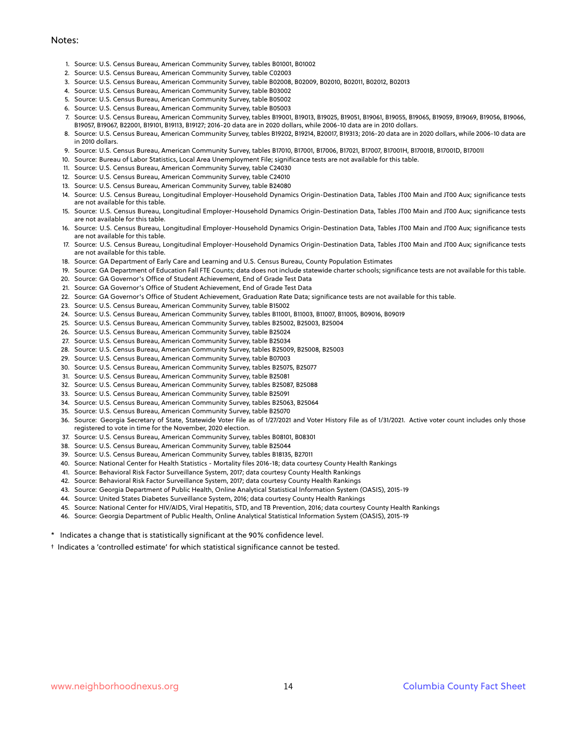Notes:

1. Source: U.S. Census Bureau, American Community Survey, tables B01001, B01002
2. Source: U.S. Census Bureau, American Community Survey, table C02003
3. Source: U.S. Census Bureau, American Community Survey, table B02008, B02009, B02010, B02011, B02012, B02013
4. Source: U.S. Census Bureau, American Community Survey, table B03002
5. Source: U.S. Census Bureau, American Community Survey, table B05002
6. Source: U.S. Census Bureau, American Community Survey, table B05003
7. Source: U.S. Census Bureau, American Community Survey, tables B19001, B19013, B19025, B19051, B19061, B19055, B19065, B19059, B19069, B19056, B19066, B19057, B19067, B22001, B19101, B19113, B19127; 2016-20 data are in 2020 dollars, while 2006-10 data are in 2010 dollars.
8. Source: U.S. Census Bureau, American Community Survey, tables B19202, B19214, B20017, B19313; 2016-20 data are in 2020 dollars, while 2006-10 data are in 2010 dollars.
9. Source: U.S. Census Bureau, American Community Survey, tables B17010, B17001, B17006, B17021, B17007, B17001H, B17001B, B17001D, B17001I
10. Source: Bureau of Labor Statistics, Local Area Unemployment File; significance tests are not available for this table.
11. Source: U.S. Census Bureau, American Community Survey, table C24030
12. Source: U.S. Census Bureau, American Community Survey, table C24010
13. Source: U.S. Census Bureau, American Community Survey, table B24080
14. Source: U.S. Census Bureau, Longitudinal Employer-Household Dynamics Origin-Destination Data, Tables JT00 Main and JT00 Aux; significance tests are not available for this table.
15. Source: U.S. Census Bureau, Longitudinal Employer-Household Dynamics Origin-Destination Data, Tables JT00 Main and JT00 Aux; significance tests are not available for this table.
16. Source: U.S. Census Bureau, Longitudinal Employer-Household Dynamics Origin-Destination Data, Tables JT00 Main and JT00 Aux; significance tests are not available for this table.
17. Source: U.S. Census Bureau, Longitudinal Employer-Household Dynamics Origin-Destination Data, Tables JT00 Main and JT00 Aux; significance tests are not available for this table.
18. Source: GA Department of Early Care and Learning and U.S. Census Bureau, County Population Estimates
19. Source: GA Department of Education Fall FTE Counts; data does not include statewide charter schools; significance tests are not available for this table.
20. Source: GA Governor's Office of Student Achievement, End of Grade Test Data
21. Source: GA Governor's Office of Student Achievement, End of Grade Test Data
22. Source: GA Governor's Office of Student Achievement, Graduation Rate Data; significance tests are not available for this table.
23. Source: U.S. Census Bureau, American Community Survey, table B15002
24. Source: U.S. Census Bureau, American Community Survey, tables B11001, B11003, B11007, B11005, B09016, B09019
25. Source: U.S. Census Bureau, American Community Survey, tables B25002, B25003, B25004
26. Source: U.S. Census Bureau, American Community Survey, table B25024
27. Source: U.S. Census Bureau, American Community Survey, table B25034
28. Source: U.S. Census Bureau, American Community Survey, tables B25009, B25008, B25003
29. Source: U.S. Census Bureau, American Community Survey, table B07003
30. Source: U.S. Census Bureau, American Community Survey, tables B25075, B25077
31. Source: U.S. Census Bureau, American Community Survey, table B25081
32. Source: U.S. Census Bureau, American Community Survey, tables B25087, B25088
33. Source: U.S. Census Bureau, American Community Survey, table B25091
34. Source: U.S. Census Bureau, American Community Survey, tables B25063, B25064
35. Source: U.S. Census Bureau, American Community Survey, table B25070
36. Source: Georgia Secretary of State, Statewide Voter File as of 1/27/2021 and Voter History File as of 1/31/2021. Active voter count includes only those registered to vote in time for the November, 2020 election.
37. Source: U.S. Census Bureau, American Community Survey, tables B08101, B08301
38. Source: U.S. Census Bureau, American Community Survey, table B25044
39. Source: U.S. Census Bureau, American Community Survey, tables B18135, B27011
40. Source: National Center for Health Statistics - Mortality files 2016-18; data courtesy County Health Rankings
41. Source: Behavioral Risk Factor Surveillance System, 2017; data courtesy County Health Rankings
42. Source: Behavioral Risk Factor Surveillance System, 2017; data courtesy County Health Rankings
43. Source: Georgia Department of Public Health, Online Analytical Statistical Information System (OASIS), 2015-19
44. Source: United States Diabetes Surveillance System, 2016; data courtesy County Health Rankings
45. Source: National Center for HIV/AIDS, Viral Hepatitis, STD, and TB Prevention, 2016; data courtesy County Health Rankings
46. Source: Georgia Department of Public Health, Online Analytical Statistical Information System (OASIS), 2015-19

\* Indicates a change that is statistically significant at the 90% confidence level.

† Indicates a 'controlled estimate' for which statistical significance cannot be tested.